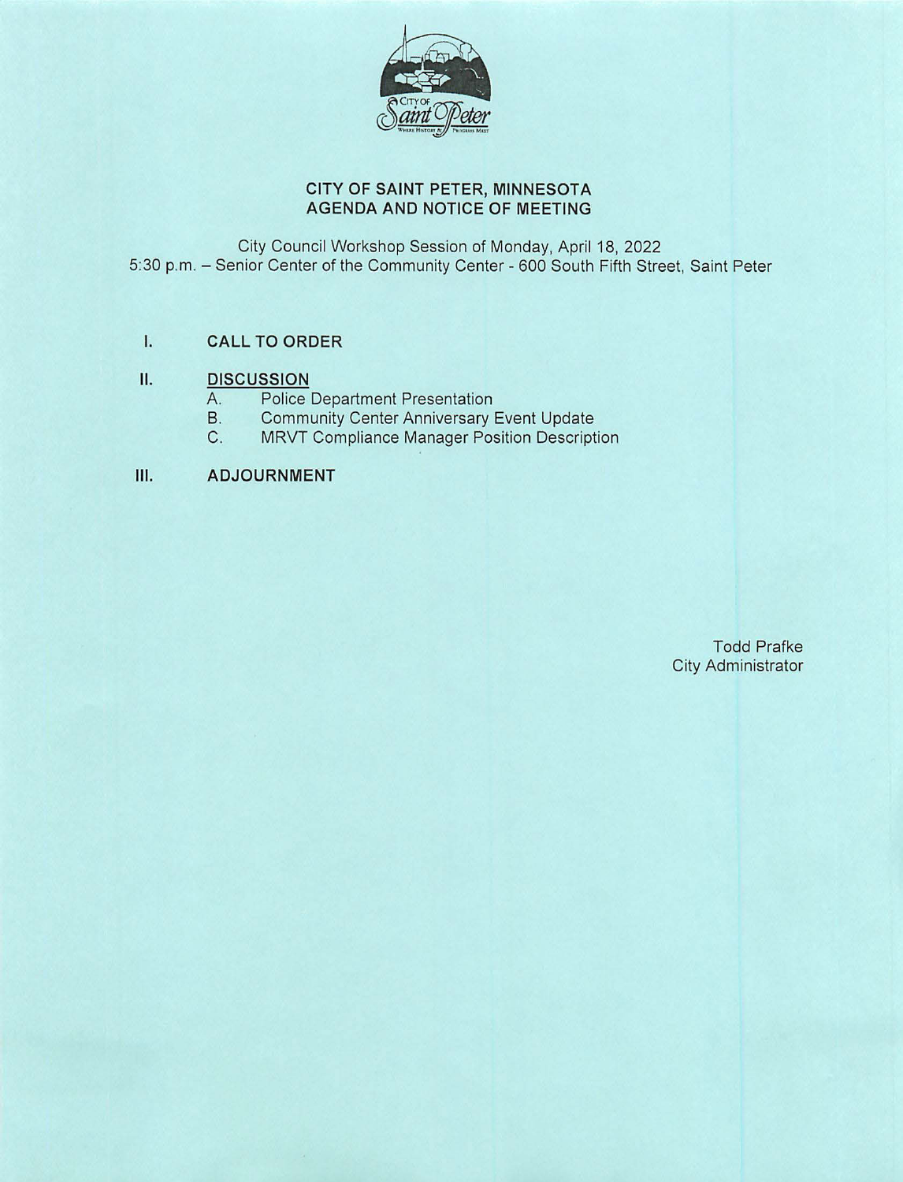# CITY OF SAINT PETER, MINNESOTA
## AGENDA AND NOTICE OF MEETING

City Council Workshop Session of Monday, April 18, 2022
5:30 p.m. – Senior Center of the Community Center - 600 South Fifth Street, Saint Peter

I. **CALL TO ORDER**

II. **DISCUSSION**
   - A. Police Department Presentation
   - B. Community Center Anniversary Event Update
   - C. MRVT Compliance Manager Position Description

III. **ADJOURNMENT**

Todd Prafke
City Administrator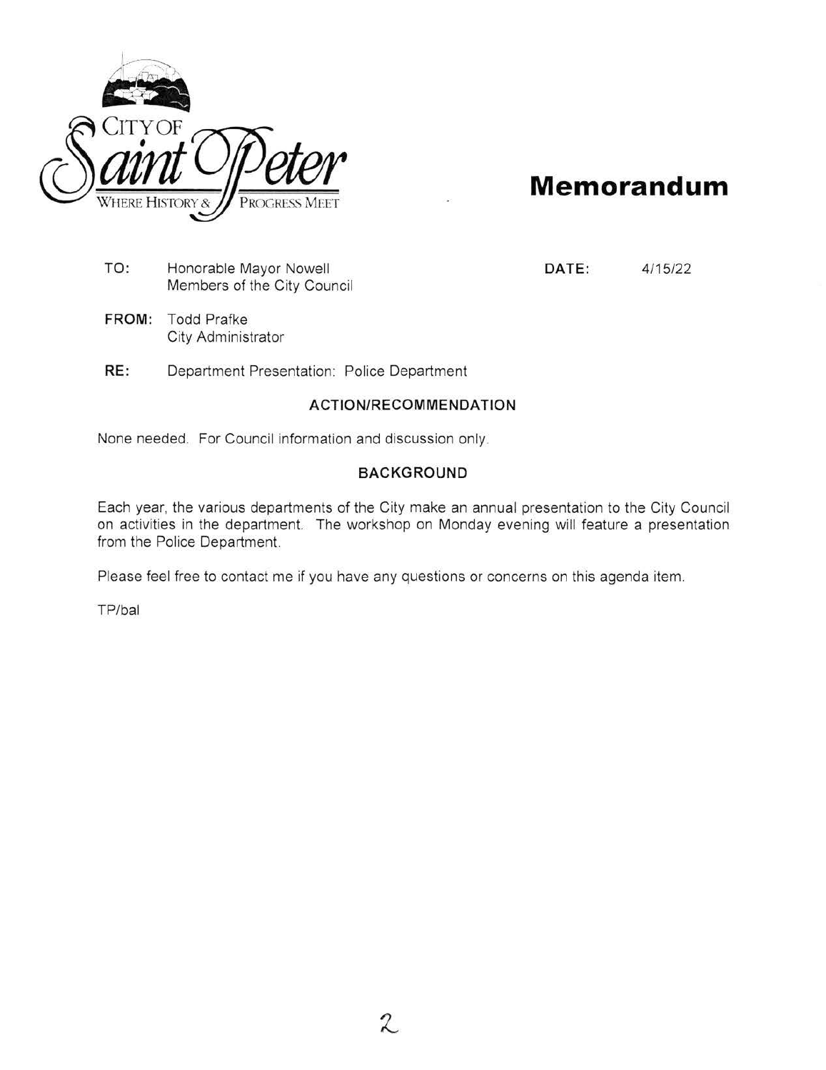CITY OF
Saint Peter
WHERE HISTORY & PROGRESS MEET

# Memorandum

**TO:** Honorable Mayor Nowell
Members of the City Council

**DATE:** 4/15/22

**FROM:** Todd Prafke
City Administrator

**RE:** Department Presentation: Police Department

## ACTION/RECOMMENDATION

None needed. For Council information and discussion only.

## BACKGROUND

Each year, the various departments of the City make an annual presentation to the City Council on activities in the department. The workshop on Monday evening will feature a presentation from the Police Department.

Please feel free to contact me if you have any questions or concerns on this agenda item.

TP/bal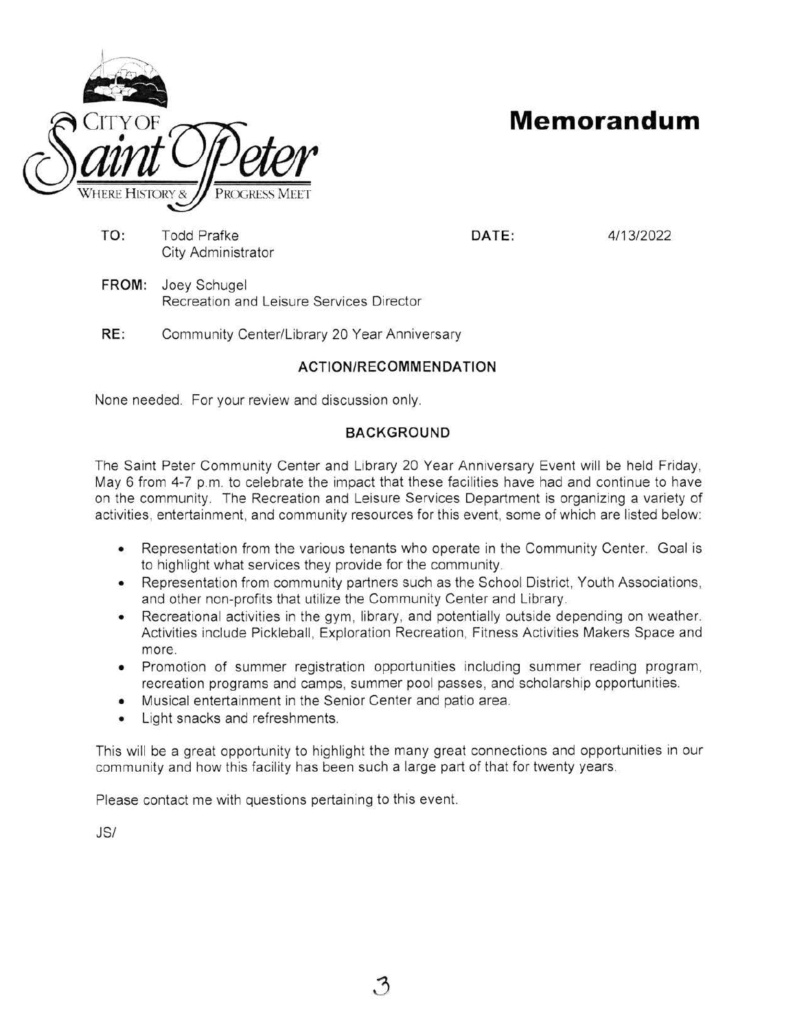CITY OF Saint Peter
WHERE HISTORY & PROGRESS MEET

# Memorandum

**TO:** Todd Prafke
City Administrator

**DATE:** 4/13/2022

**FROM:** Joey Schugel
Recreation and Leisure Services Director

**RE:** Community Center/Library 20 Year Anniversary

## ACTION/RECOMMENDATION

None needed. For your review and discussion only.

## BACKGROUND

The Saint Peter Community Center and Library 20 Year Anniversary Event will be held Friday, May 6 from 4-7 p.m. to celebrate the impact that these facilities have had and continue to have on the community. The Recreation and Leisure Services Department is organizing a variety of activities, entertainment, and community resources for this event, some of which are listed below:

- Representation from the various tenants who operate in the Community Center. Goal is to highlight what services they provide for the community.
- Representation from community partners such as the School District, Youth Associations, and other non-profits that utilize the Community Center and Library.
- Recreational activities in the gym, library, and potentially outside depending on weather. Activities include Pickleball, Exploration Recreation, Fitness Activities Makers Space and more.
- Promotion of summer registration opportunities including summer reading program, recreation programs and camps, summer pool passes, and scholarship opportunities.
- Musical entertainment in the Senior Center and patio area.
- Light snacks and refreshments.

This will be a great opportunity to highlight the many great connections and opportunities in our community and how this facility has been such a large part of that for twenty years.

Please contact me with questions pertaining to this event.

JS/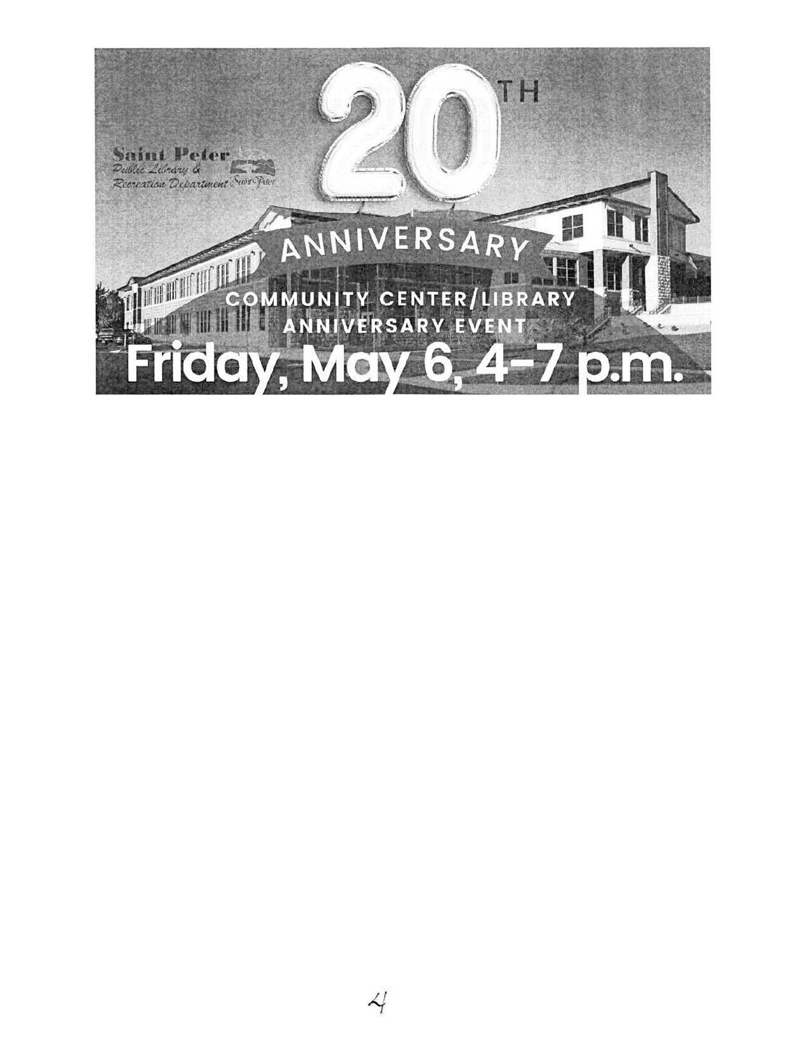Saint Peter
Public Library &
Recreation Department

# 20TH ANNIVERSARY

COMMUNITY CENTER/LIBRARY
ANNIVERSARY EVENT

## Friday, May 6, 4-7 p.m.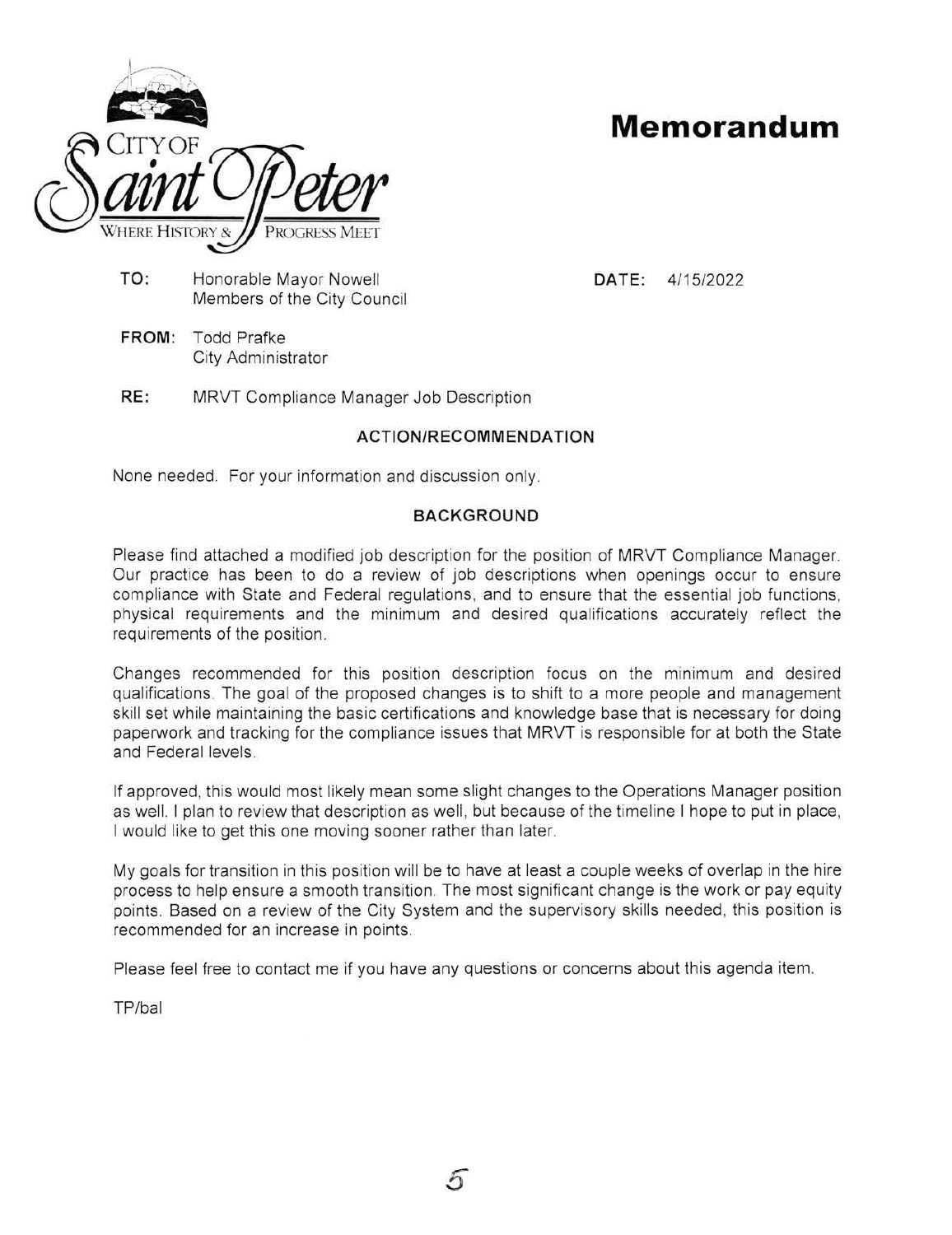# Memorandum

**TO:** Honorable Mayor Nowell
Members of the City Council

**DATE:** 4/15/2022

**FROM:** Todd Prafke
City Administrator

**RE:** MRVT Compliance Manager Job Description

## ACTION/RECOMMENDATION

None needed. For your information and discussion only.

## BACKGROUND

Please find attached a modified job description for the position of MRVT Compliance Manager. Our practice has been to do a review of job descriptions when openings occur to ensure compliance with State and Federal regulations, and to ensure that the essential job functions, physical requirements and the minimum and desired qualifications accurately reflect the requirements of the position.

Changes recommended for this position description focus on the minimum and desired qualifications. The goal of the proposed changes is to shift to a more people and management skill set while maintaining the basic certifications and knowledge base that is necessary for doing paperwork and tracking for the compliance issues that MRVT is responsible for at both the State and Federal levels.

If approved, this would most likely mean some slight changes to the Operations Manager position as well. I plan to review that description as well, but because of the timeline I hope to put in place, I would like to get this one moving sooner rather than later.

My goals for transition in this position will be to have at least a couple weeks of overlap in the hire process to help ensure a smooth transition. The most significant change is the work or pay equity points. Based on a review of the City System and the supervisory skills needed, this position is recommended for an increase in points.

Please feel free to contact me if you have any questions or concerns about this agenda item.

TP/bal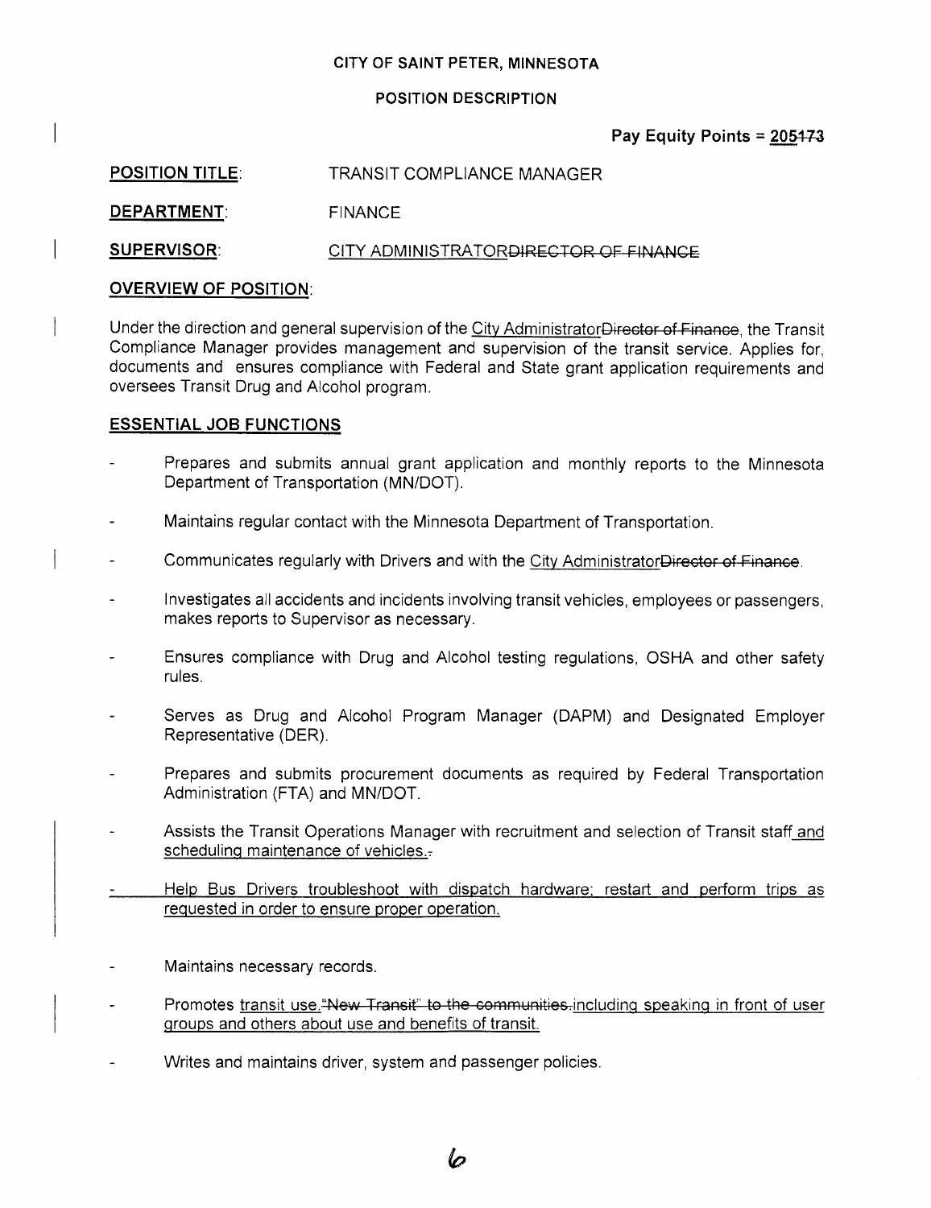CITY OF SAINT PETER, MINNESOTA

POSITION DESCRIPTION

**Pay Equity Points = 205~~173~~**

**POSITION TITLE**: TRANSIT COMPLIANCE MANAGER

**DEPARTMENT**: FINANCE

**SUPERVISOR**: CITY ADMINISTRATOR~~DIRECTOR OF FINANCE~~

**OVERVIEW OF POSITION**:

Under the direction and general supervision of the City Administrator~~Director of Finance~~, the Transit Compliance Manager provides management and supervision of the transit service. Applies for, documents and ensures compliance with Federal and State grant application requirements and oversees Transit Drug and Alcohol program.

**ESSENTIAL JOB FUNCTIONS**

- Prepares and submits annual grant application and monthly reports to the Minnesota Department of Transportation (MN/DOT).
- Maintains regular contact with the Minnesota Department of Transportation.
- Communicates regularly with Drivers and with the City Administrator~~Director of Finance~~.
- Investigates all accidents and incidents involving transit vehicles, employees or passengers, makes reports to Supervisor as necessary.
- Ensures compliance with Drug and Alcohol testing regulations, OSHA and other safety rules.
- Serves as Drug and Alcohol Program Manager (DAPM) and Designated Employer Representative (DER).
- Prepares and submits procurement documents as required by Federal Transportation Administration (FTA) and MN/DOT.
- Assists the Transit Operations Manager with recruitment and selection of Transit staff and scheduling maintenance of vehicles.~~.~~
- Help Bus Drivers troubleshoot with dispatch hardware; restart and perform trips as requested in order to ensure proper operation.
- Maintains necessary records.
- Promotes transit use.~~"New Transit" to the communities.~~including speaking in front of user groups and others about use and benefits of transit.
- Writes and maintains driver, system and passenger policies.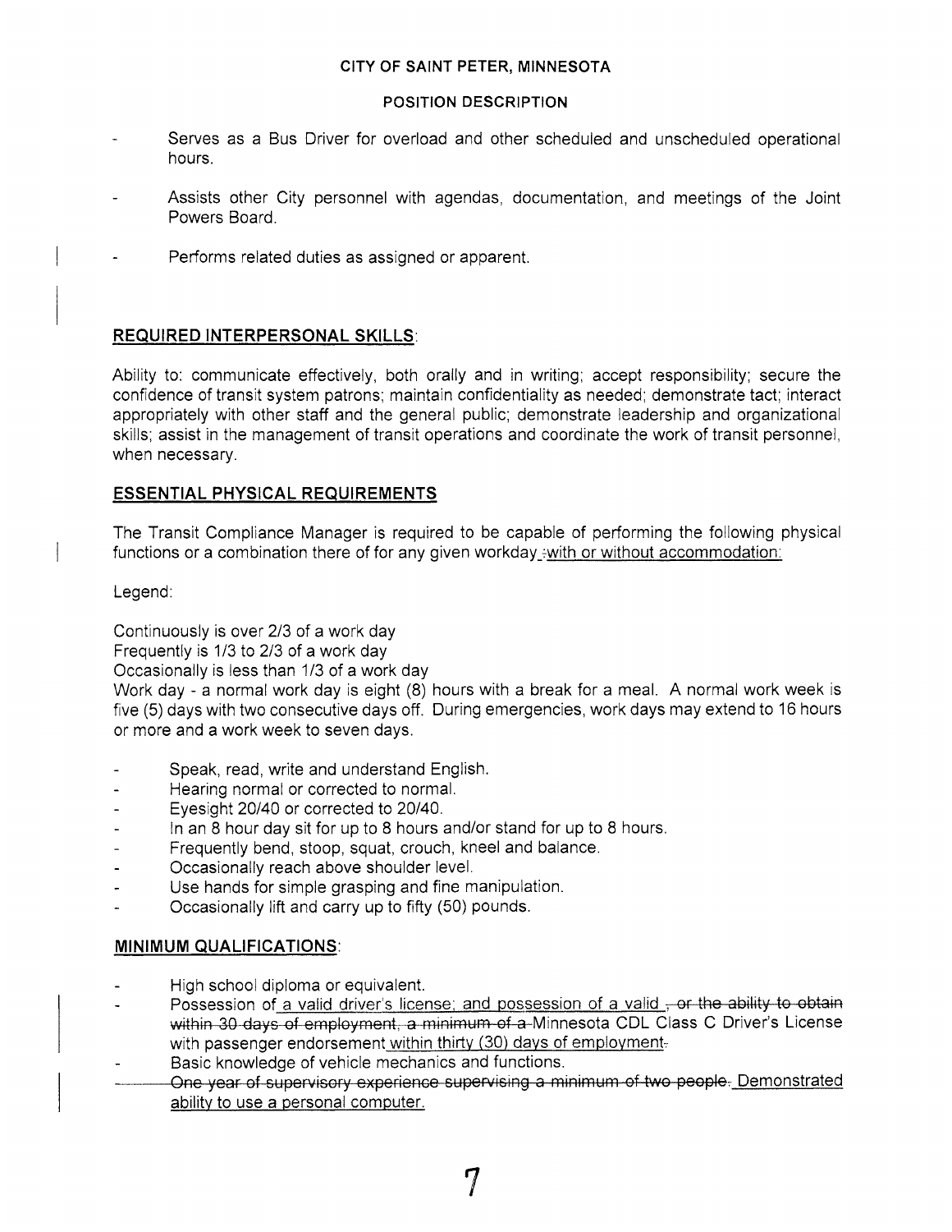CITY OF SAINT PETER, MINNESOTA

POSITION DESCRIPTION

- Serves as a Bus Driver for overload and other scheduled and unscheduled operational hours.
- Assists other City personnel with agendas, documentation, and meetings of the Joint Powers Board.
- Performs related duties as assigned or apparent.

## REQUIRED INTERPERSONAL SKILLS:

Ability to: communicate effectively, both orally and in writing; accept responsibility; secure the confidence of transit system patrons; maintain confidentiality as needed; demonstrate tact; interact appropriately with other staff and the general public; demonstrate leadership and organizational skills; assist in the management of transit operations and coordinate the work of transit personnel, when necessary.

## ESSENTIAL PHYSICAL REQUIREMENTS

The Transit Compliance Manager is required to be capable of performing the following physical functions or a combination there of for any given workday ~~:~~with or without accommodation:

Legend:

Continuously is over 2/3 of a work day
Frequently is 1/3 to 2/3 of a work day
Occasionally is less than 1/3 of a work day
Work day - a normal work day is eight (8) hours with a break for a meal. A normal work week is five (5) days with two consecutive days off. During emergencies, work days may extend to 16 hours or more and a work week to seven days.

- Speak, read, write and understand English.
- Hearing normal or corrected to normal.
- Eyesight 20/40 or corrected to 20/40.
- In an 8 hour day sit for up to 8 hours and/or stand for up to 8 hours.
- Frequently bend, stoop, squat, crouch, kneel and balance.
- Occasionally reach above shoulder level.
- Use hands for simple grasping and fine manipulation.
- Occasionally lift and carry up to fifty (50) pounds.

## MINIMUM QUALIFICATIONS:

- High school diploma or equivalent.
- Possession of a valid driver's license; and possession of a valid ~~, or the ability to obtain within 30 days of employment, a minimum of a~~ Minnesota CDL Class C Driver's License with passenger endorsement within thirty (30) days of employment~~.~~
- Basic knowledge of vehicle mechanics and functions.
- ~~One year of supervisory experience supervising a minimum of two people.~~ Demonstrated ability to use a personal computer.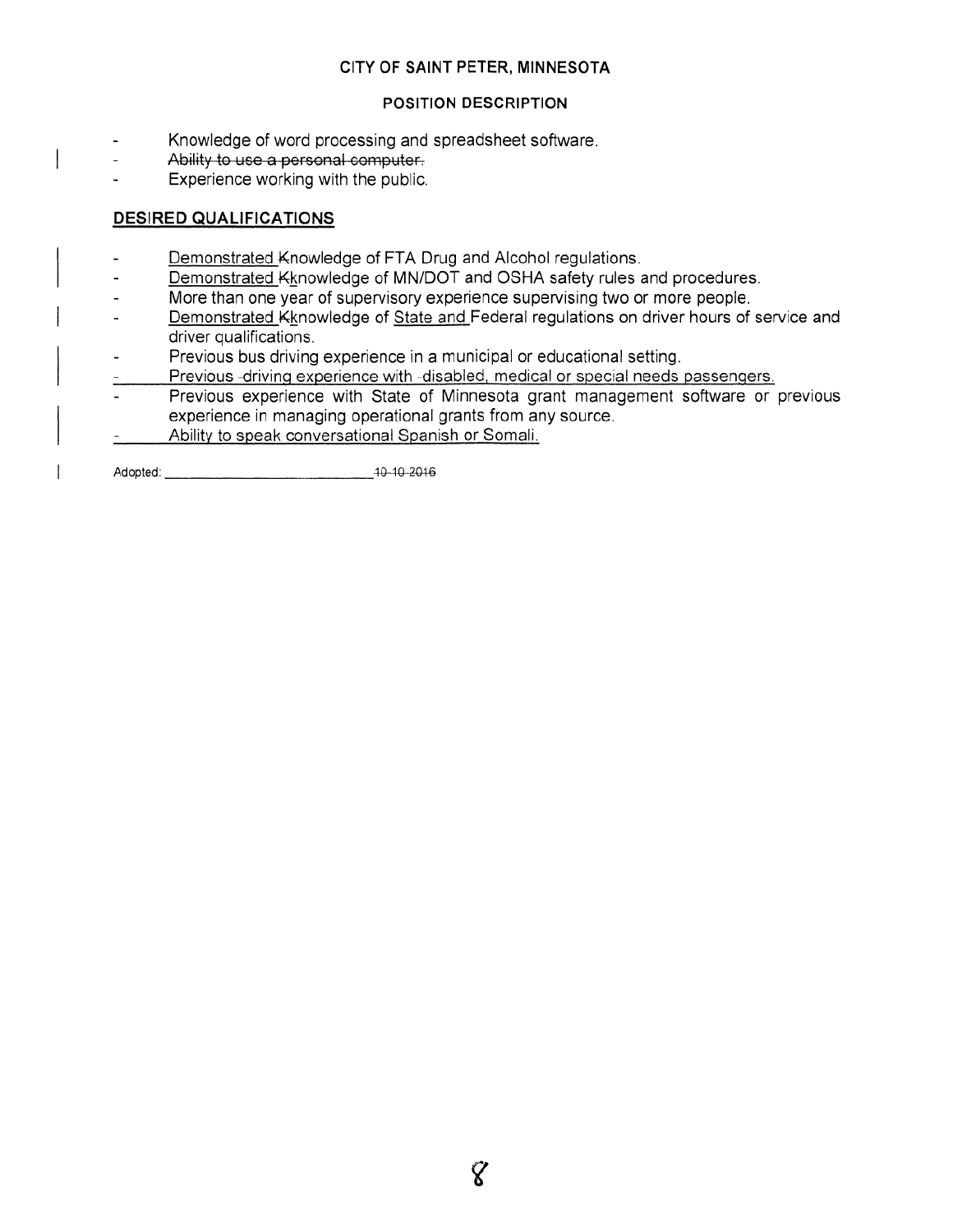CITY OF SAINT PETER, MINNESOTA

POSITION DESCRIPTION

- Knowledge of word processing and spreadsheet software.
- ~~Ability to use a personal computer.~~
- Experience working with the public.

## DESIRED QUALIFICATIONS

- Demonstrated ~~K~~knowledge of FTA Drug and Alcohol regulations.
- Demonstrated ~~K~~knowledge of MN/DOT and OSHA safety rules and procedures.
- More than one year of supervisory experience supervising two or more people.
- Demonstrated ~~K~~knowledge of State and Federal regulations on driver hours of service and driver qualifications.
- Previous bus driving experience in a municipal or educational setting.
- Previous driving experience with disabled, medical or special needs passengers.
- Previous experience with State of Minnesota grant management software or previous experience in managing operational grants from any source.
- Ability to speak conversational Spanish or Somali.

Adopted: ______________________ ~~10-10-2016~~